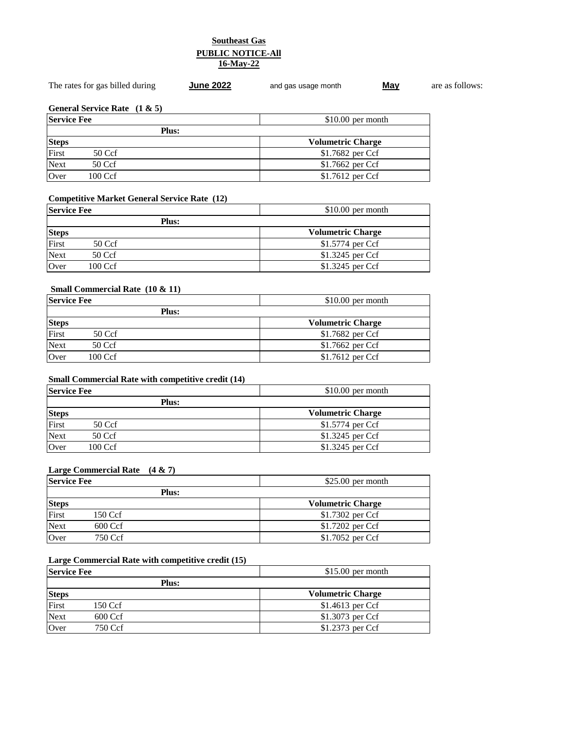**Southeast Gas**

**PUBLIC NOTICE-All**

**16-May-22**

The rates for gas billed during **June 2022** and gas usage month **May** are as follows:

**General Service Rate (1 & 5)**

| Service Fee | | $10.00 per month |
|---|---|---|
| | **Plus:** | |
| **Steps** | | **Volumetric Charge** |
| First | 50 Ccf | $1.7682 per Ccf |
| Next | 50 Ccf | $1.7662 per Ccf |
| Over | 100 Ccf | $1.7612 per Ccf |

**Competitive Market General Service Rate (12)**

| Service Fee | | $10.00 per month |
|---|---|---|
| | **Plus:** | |
| **Steps** | | **Volumetric Charge** |
| First | 50 Ccf | $1.5774 per Ccf |
| Next | 50 Ccf | $1.3245 per Ccf |
| Over | 100 Ccf | $1.3245 per Ccf |

**Small Commercial Rate (10 & 11)**

| Service Fee | | $10.00 per month |
|---|---|---|
| | **Plus:** | |
| **Steps** | | **Volumetric Charge** |
| First | 50 Ccf | $1.7682 per Ccf |
| Next | 50 Ccf | $1.7662 per Ccf |
| Over | 100 Ccf | $1.7612 per Ccf |

**Small Commercial Rate with competitive credit (14)**

| Service Fee | | $10.00 per month |
|---|---|---|
| | **Plus:** | |
| **Steps** | | **Volumetric Charge** |
| First | 50 Ccf | $1.5774 per Ccf |
| Next | 50 Ccf | $1.3245 per Ccf |
| Over | 100 Ccf | $1.3245 per Ccf |

**Large Commercial Rate (4 & 7)**

| Service Fee | | $25.00 per month |
|---|---|---|
| | **Plus:** | |
| **Steps** | | **Volumetric Charge** |
| First | 150 Ccf | $1.7302 per Ccf |
| Next | 600 Ccf | $1.7202 per Ccf |
| Over | 750 Ccf | $1.7052 per Ccf |

**Large Commercial Rate with competitive credit (15)**

| Service Fee | | $15.00 per month |
|---|---|---|
| | **Plus:** | |
| **Steps** | | **Volumetric Charge** |
| First | 150 Ccf | $1.4613 per Ccf |
| Next | 600 Ccf | $1.3073 per Ccf |
| Over | 750 Ccf | $1.2373 per Ccf |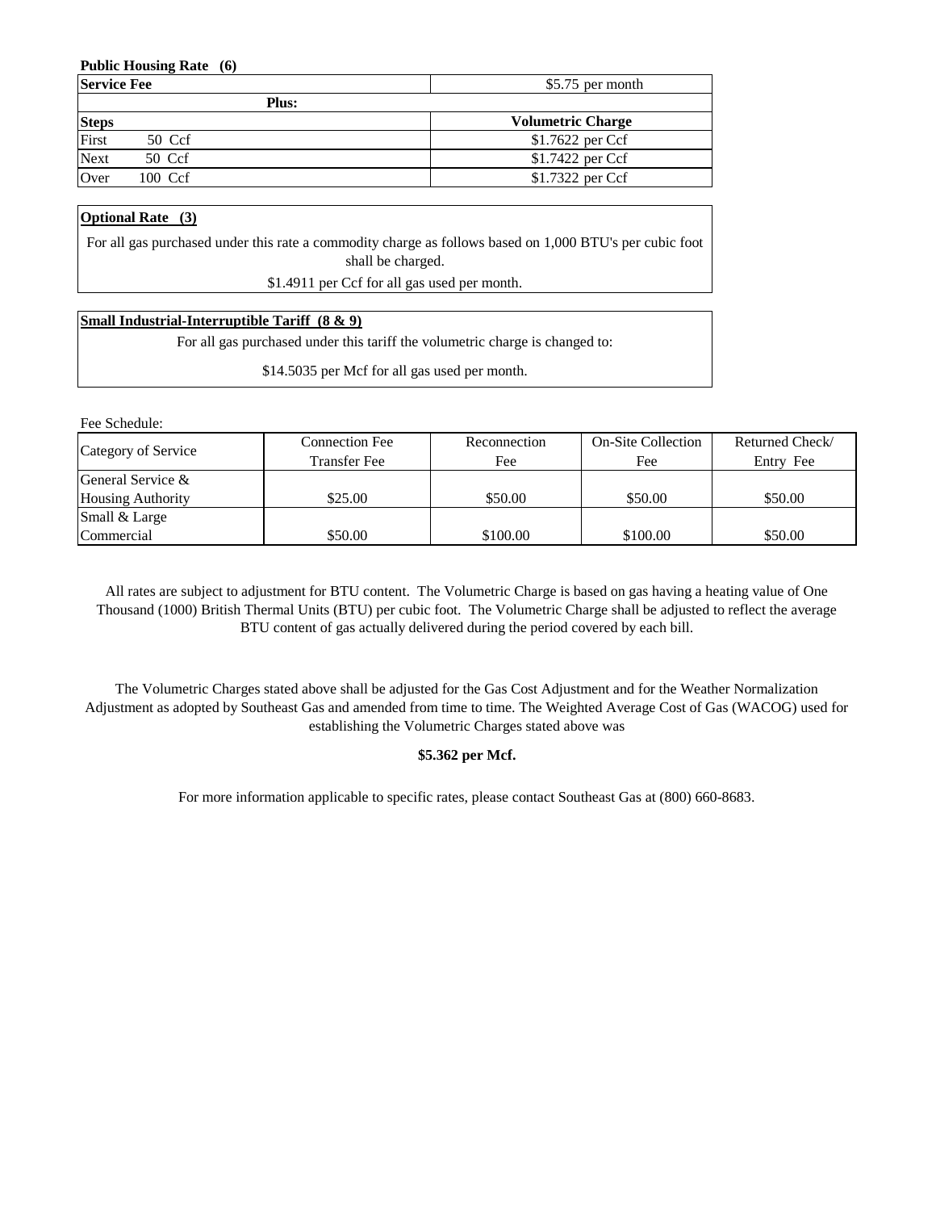**Public Housing Rate (6)**

| | |
|---|---|
| **Service Fee** | $5.75 per month |
| **Plus:** | |
| **Steps** | **Volumetric Charge** |
| First 50 Ccf | $1.7622 per Ccf |
| Next 50 Ccf | $1.7422 per Ccf |
| Over 100 Ccf | $1.7322 per Ccf |

**Optional Rate (3)**

For all gas purchased under this rate a commodity charge as follows based on 1,000 BTU's per cubic foot shall be charged.

$1.4911 per Ccf for all gas used per month.

**Small Industrial-Interruptible Tariff (8 & 9)**

For all gas purchased under this tariff the volumetric charge is changed to:

$14.5035 per Mcf for all gas used per month.

Fee Schedule:

| Category of Service | Connection Fee Transfer Fee | Reconnection Fee | On-Site Collection Fee | Returned Check/ Entry Fee |
|---|---|---|---|---|
| General Service & Housing Authority | $25.00 | $50.00 | $50.00 | $50.00 |
| Small & Large Commercial | $50.00 | $100.00 | $100.00 | $50.00 |

All rates are subject to adjustment for BTU content. The Volumetric Charge is based on gas having a heating value of One Thousand (1000) British Thermal Units (BTU) per cubic foot. The Volumetric Charge shall be adjusted to reflect the average BTU content of gas actually delivered during the period covered by each bill.

The Volumetric Charges stated above shall be adjusted for the Gas Cost Adjustment and for the Weather Normalization Adjustment as adopted by Southeast Gas and amended from time to time. The Weighted Average Cost of Gas (WACOG) used for establishing the Volumetric Charges stated above was

**$5.362 per Mcf.**

For more information applicable to specific rates, please contact Southeast Gas at (800) 660-8683.